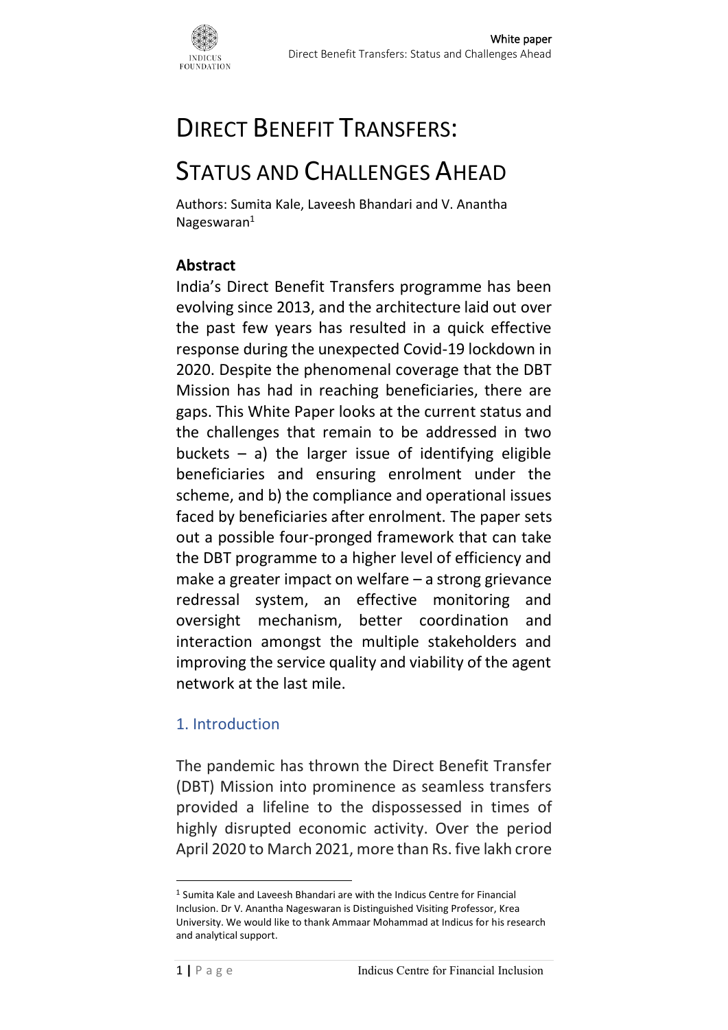# DIRECT BENEFIT TRANSFERS:

# STATUS AND CHALLENGES AHEAD

Authors: Sumita Kale, Laveesh Bhandari and V. Anantha Nageswaran[1]

**Abstract**

India's Direct Benefit Transfers programme has been evolving since 2013, and the architecture laid out over the past few years has resulted in a quick effective response during the unexpected Covid-19 lockdown in 2020. Despite the phenomenal coverage that the DBT Mission has had in reaching beneficiaries, there are gaps. This White Paper looks at the current status and the challenges that remain to be addressed in two buckets – a) the larger issue of identifying eligible beneficiaries and ensuring enrolment under the scheme, and b) the compliance and operational issues faced by beneficiaries after enrolment. The paper sets out a possible four-pronged framework that can take the DBT programme to a higher level of efficiency and make a greater impact on welfare – a strong grievance redressal system, an effective monitoring and oversight mechanism, better coordination and interaction amongst the multiple stakeholders and improving the service quality and viability of the agent network at the last mile.

## 1. Introduction

The pandemic has thrown the Direct Benefit Transfer (DBT) Mission into prominence as seamless transfers provided a lifeline to the dispossessed in times of highly disrupted economic activity. Over the period April 2020 to March 2021, more than Rs. five lakh crore

[1] Sumita Kale and Laveesh Bhandari are with the Indicus Centre for Financial Inclusion. Dr V. Anantha Nageswaran is Distinguished Visiting Professor, Krea University. We would like to thank Ammaar Mohammad at Indicus for his research and analytical support.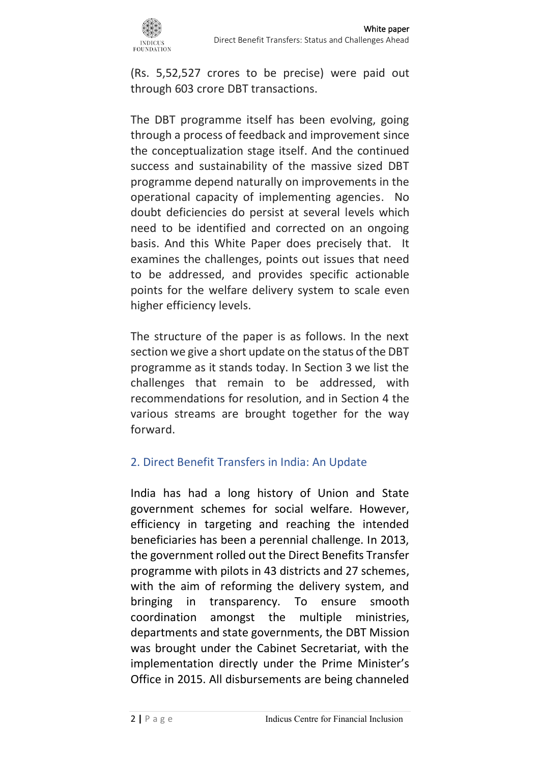(Rs. 5,52,527 crores to be precise) were paid out through 603 crore DBT transactions.

The DBT programme itself has been evolving, going through a process of feedback and improvement since the conceptualization stage itself. And the continued success and sustainability of the massive sized DBT programme depend naturally on improvements in the operational capacity of implementing agencies. No doubt deficiencies do persist at several levels which need to be identified and corrected on an ongoing basis. And this White Paper does precisely that. It examines the challenges, points out issues that need to be addressed, and provides specific actionable points for the welfare delivery system to scale even higher efficiency levels.

The structure of the paper is as follows. In the next section we give a short update on the status of the DBT programme as it stands today. In Section 3 we list the challenges that remain to be addressed, with recommendations for resolution, and in Section 4 the various streams are brought together for the way forward.

## 2. Direct Benefit Transfers in India: An Update

India has had a long history of Union and State government schemes for social welfare. However, efficiency in targeting and reaching the intended beneficiaries has been a perennial challenge. In 2013, the government rolled out the Direct Benefits Transfer programme with pilots in 43 districts and 27 schemes, with the aim of reforming the delivery system, and bringing in transparency. To ensure smooth coordination amongst the multiple ministries, departments and state governments, the DBT Mission was brought under the Cabinet Secretariat, with the implementation directly under the Prime Minister's Office in 2015. All disbursements are being channeled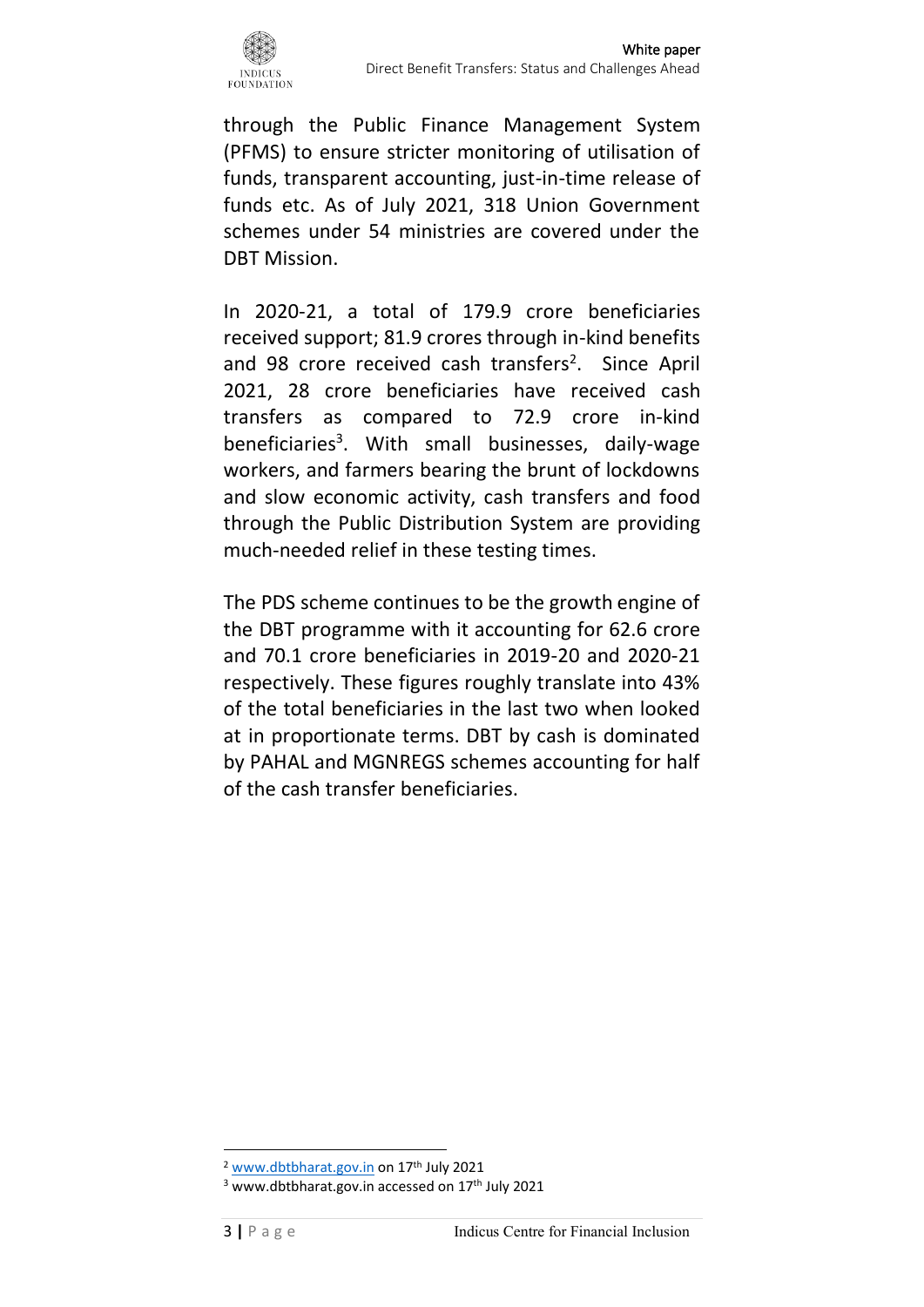through the Public Finance Management System (PFMS) to ensure stricter monitoring of utilisation of funds, transparent accounting, just-in-time release of funds etc. As of July 2021, 318 Union Government schemes under 54 ministries are covered under the DBT Mission.

In 2020-21, a total of 179.9 crore beneficiaries received support; 81.9 crores through in-kind benefits and 98 crore received cash transfers[2]. Since April 2021, 28 crore beneficiaries have received cash transfers as compared to 72.9 crore in-kind beneficiaries[3]. With small businesses, daily-wage workers, and farmers bearing the brunt of lockdowns and slow economic activity, cash transfers and food through the Public Distribution System are providing much-needed relief in these testing times.

The PDS scheme continues to be the growth engine of the DBT programme with it accounting for 62.6 crore and 70.1 crore beneficiaries in 2019-20 and 2020-21 respectively. These figures roughly translate into 43% of the total beneficiaries in the last two when looked at in proportionate terms. DBT by cash is dominated by PAHAL and MGNREGS schemes accounting for half of the cash transfer beneficiaries.

---

[2] www.dbtbharat.gov.in on 17th July 2021

[3] www.dbtbharat.gov.in accessed on 17th July 2021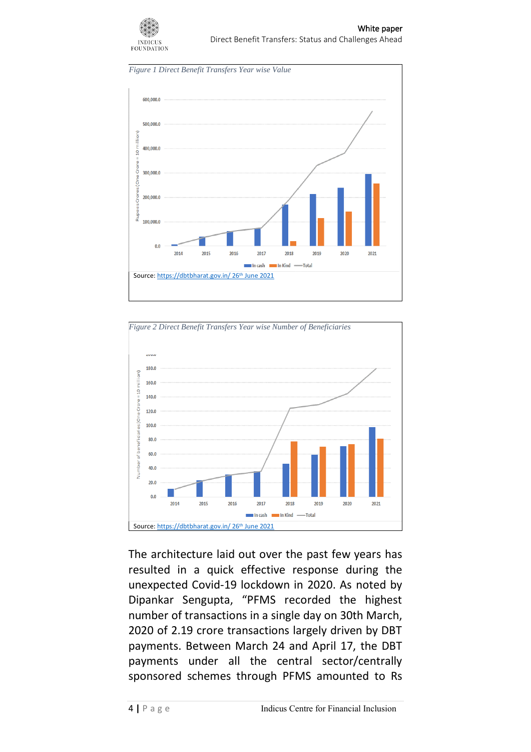Figure 1 Direct Benefit Transfers Year wise Value

Source: https://dbtbharat.gov.in/ 26th June 2021

Figure 2 Direct Benefit Transfers Year wise Number of Beneficiaries

Source: https://dbtbharat.gov.in/ 26th June 2021

The architecture laid out over the past few years has resulted in a quick effective response during the unexpected Covid-19 lockdown in 2020. As noted by Dipankar Sengupta, "PFMS recorded the highest number of transactions in a single day on 30th March, 2020 of 2.19 crore transactions largely driven by DBT payments. Between March 24 and April 17, the DBT payments under all the central sector/centrally sponsored schemes through PFMS amounted to Rs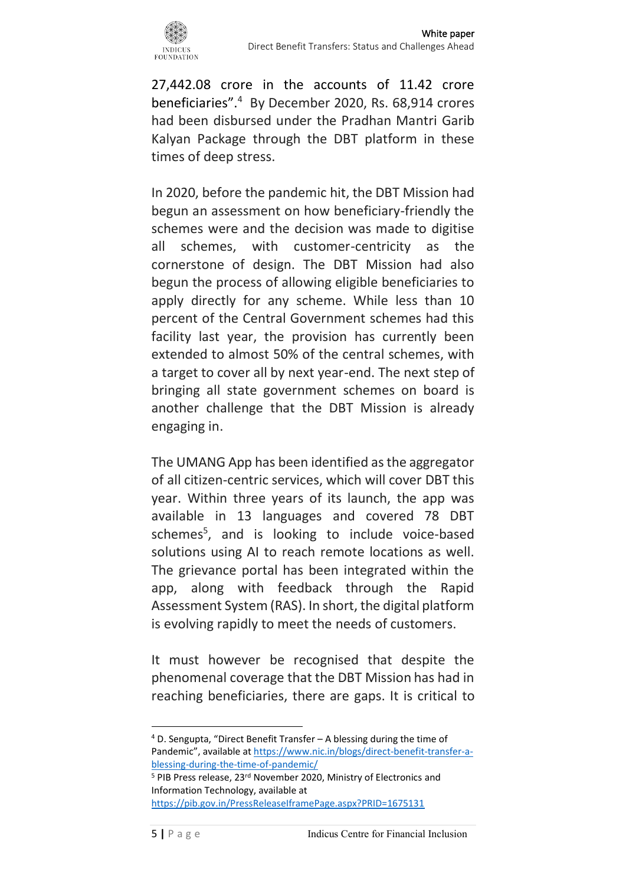27,442.08 crore in the accounts of 11.42 crore beneficiaries".[4] By December 2020, Rs. 68,914 crores had been disbursed under the Pradhan Mantri Garib Kalyan Package through the DBT platform in these times of deep stress.

In 2020, before the pandemic hit, the DBT Mission had begun an assessment on how beneficiary-friendly the schemes were and the decision was made to digitise all schemes, with customer-centricity as the cornerstone of design. The DBT Mission had also begun the process of allowing eligible beneficiaries to apply directly for any scheme. While less than 10 percent of the Central Government schemes had this facility last year, the provision has currently been extended to almost 50% of the central schemes, with a target to cover all by next year-end. The next step of bringing all state government schemes on board is another challenge that the DBT Mission is already engaging in.

The UMANG App has been identified as the aggregator of all citizen-centric services, which will cover DBT this year. Within three years of its launch, the app was available in 13 languages and covered 78 DBT schemes[5], and is looking to include voice-based solutions using AI to reach remote locations as well. The grievance portal has been integrated within the app, along with feedback through the Rapid Assessment System (RAS). In short, the digital platform is evolving rapidly to meet the needs of customers.

It must however be recognised that despite the phenomenal coverage that the DBT Mission has had in reaching beneficiaries, there are gaps. It is critical to

---

[4] D. Sengupta, "Direct Benefit Transfer – A blessing during the time of Pandemic", available at https://www.nic.in/blogs/direct-benefit-transfer-a-blessing-during-the-time-of-pandemic/

[5] PIB Press release, 23rd November 2020, Ministry of Electronics and Information Technology, available at https://pib.gov.in/PressReleaseIframePage.aspx?PRID=1675131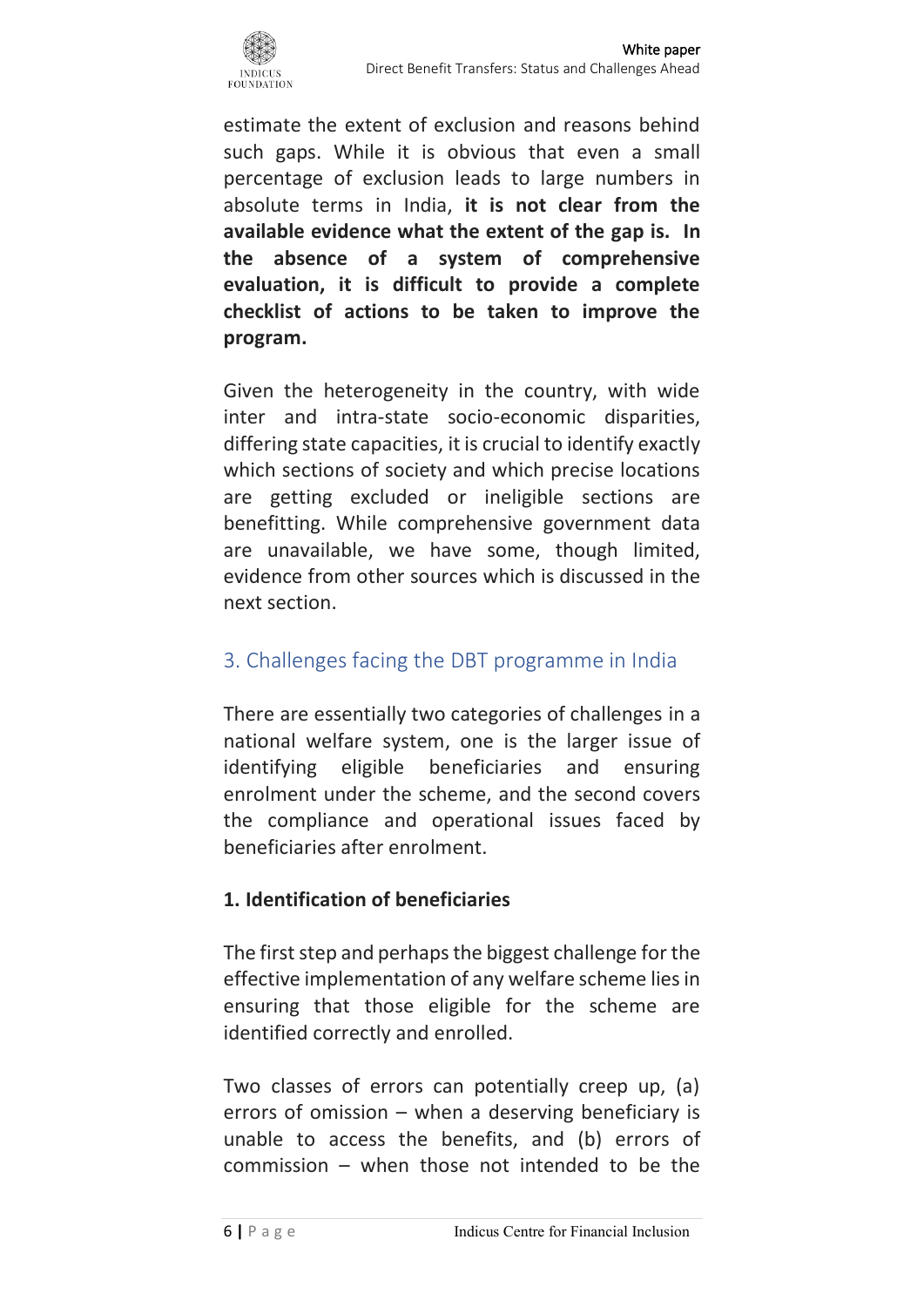estimate the extent of exclusion and reasons behind such gaps. While it is obvious that even a small percentage of exclusion leads to large numbers in absolute terms in India, **it is not clear from the available evidence what the extent of the gap is. In the absence of a system of comprehensive evaluation, it is difficult to provide a complete checklist of actions to be taken to improve the program.**

Given the heterogeneity in the country, with wide inter and intra-state socio-economic disparities, differing state capacities, it is crucial to identify exactly which sections of society and which precise locations are getting excluded or ineligible sections are benefitting. While comprehensive government data are unavailable, we have some, though limited, evidence from other sources which is discussed in the next section.

## 3. Challenges facing the DBT programme in India

There are essentially two categories of challenges in a national welfare system, one is the larger issue of identifying eligible beneficiaries and ensuring enrolment under the scheme, and the second covers the compliance and operational issues faced by beneficiaries after enrolment.

### 1. Identification of beneficiaries

The first step and perhaps the biggest challenge for the effective implementation of any welfare scheme lies in ensuring that those eligible for the scheme are identified correctly and enrolled.

Two classes of errors can potentially creep up, (a) errors of omission – when a deserving beneficiary is unable to access the benefits, and (b) errors of commission – when those not intended to be the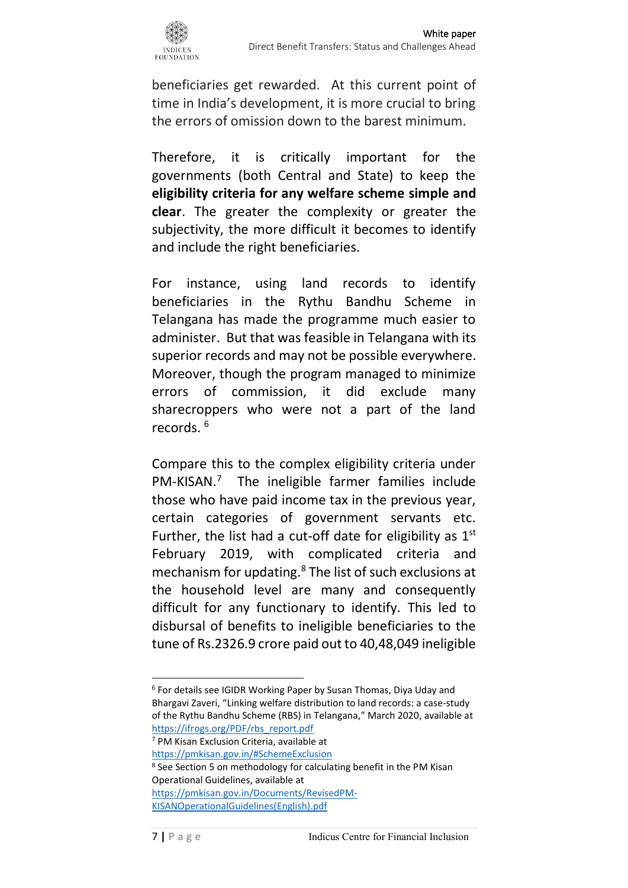beneficiaries get rewarded. At this current point of time in India's development, it is more crucial to bring the errors of omission down to the barest minimum.

Therefore, it is critically important for the governments (both Central and State) to keep the **eligibility criteria for any welfare scheme simple and clear**. The greater the complexity or greater the subjectivity, the more difficult it becomes to identify and include the right beneficiaries.

For instance, using land records to identify beneficiaries in the Rythu Bandhu Scheme in Telangana has made the programme much easier to administer. But that was feasible in Telangana with its superior records and may not be possible everywhere. Moreover, though the program managed to minimize errors of commission, it did exclude many sharecroppers who were not a part of the land records. [6]

Compare this to the complex eligibility criteria under PM-KISAN.[7] The ineligible farmer families include those who have paid income tax in the previous year, certain categories of government servants etc. Further, the list had a cut-off date for eligibility as 1st February 2019, with complicated criteria and mechanism for updating.[8] The list of such exclusions at the household level are many and consequently difficult for any functionary to identify. This led to disbursal of benefits to ineligible beneficiaries to the tune of Rs.2326.9 crore paid out to 40,48,049 ineligible

---

[6] For details see IGIDR Working Paper by Susan Thomas, Diya Uday and Bhargavi Zaveri, "Linking welfare distribution to land records: a case-study of the Rythu Bandhu Scheme (RBS) in Telangana," March 2020, available at https://ifrogs.org/PDF/rbs_report.pdf

[7] PM Kisan Exclusion Criteria, available at https://pmkisan.gov.in/#SchemeExclusion

[8] See Section 5 on methodology for calculating benefit in the PM Kisan Operational Guidelines, available at https://pmkisan.gov.in/Documents/RevisedPM-KISANOperationalGuidelines(English).pdf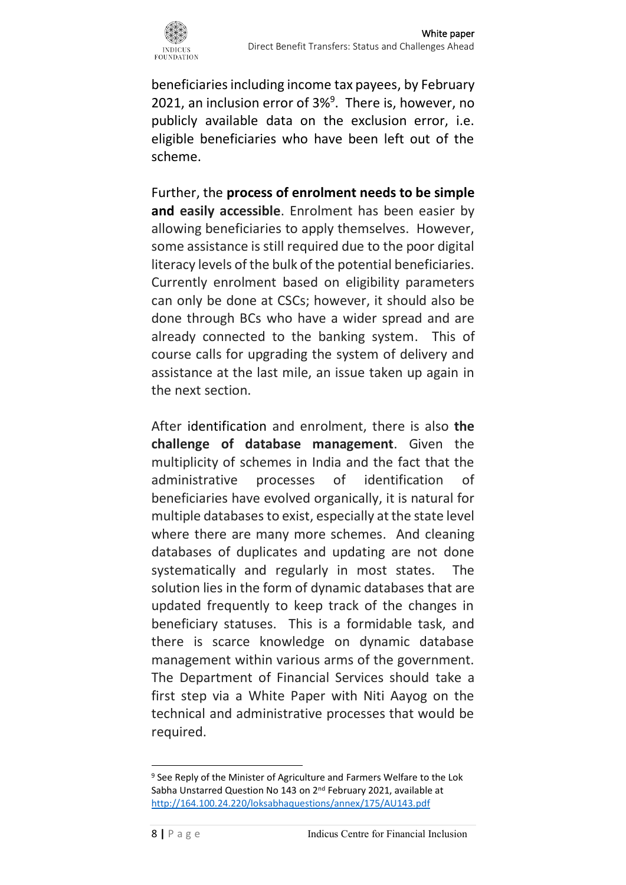beneficiaries including income tax payees, by February 2021, an inclusion error of 3%[9]. There is, however, no publicly available data on the exclusion error, i.e. eligible beneficiaries who have been left out of the scheme.

Further, the **process of enrolment needs to be simple and easily accessible**. Enrolment has been easier by allowing beneficiaries to apply themselves. However, some assistance is still required due to the poor digital literacy levels of the bulk of the potential beneficiaries. Currently enrolment based on eligibility parameters can only be done at CSCs; however, it should also be done through BCs who have a wider spread and are already connected to the banking system. This of course calls for upgrading the system of delivery and assistance at the last mile, an issue taken up again in the next section.

After identification and enrolment, there is also **the challenge of database management**. Given the multiplicity of schemes in India and the fact that the administrative processes of identification of beneficiaries have evolved organically, it is natural for multiple databases to exist, especially at the state level where there are many more schemes. And cleaning databases of duplicates and updating are not done systematically and regularly in most states. The solution lies in the form of dynamic databases that are updated frequently to keep track of the changes in beneficiary statuses. This is a formidable task, and there is scarce knowledge on dynamic database management within various arms of the government. The Department of Financial Services should take a first step via a White Paper with Niti Aayog on the technical and administrative processes that would be required.

---

[9] See Reply of the Minister of Agriculture and Farmers Welfare to the Lok Sabha Unstarred Question No 143 on 2nd February 2021, available at http://164.100.24.220/loksabhaquestions/annex/175/AU143.pdf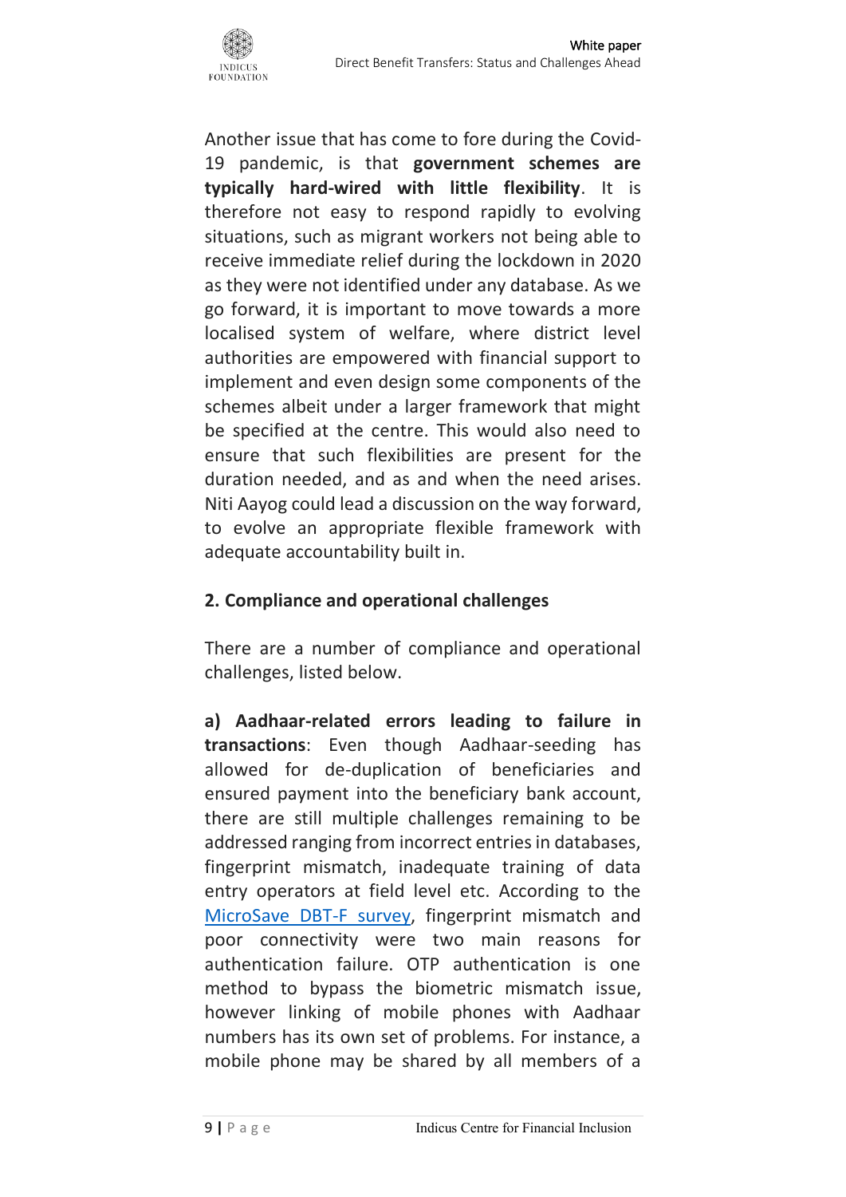Another issue that has come to fore during the Covid-19 pandemic, is that **government schemes are typically hard-wired with little flexibility**. It is therefore not easy to respond rapidly to evolving situations, such as migrant workers not being able to receive immediate relief during the lockdown in 2020 as they were not identified under any database. As we go forward, it is important to move towards a more localised system of welfare, where district level authorities are empowered with financial support to implement and even design some components of the schemes albeit under a larger framework that might be specified at the centre. This would also need to ensure that such flexibilities are present for the duration needed, and as and when the need arises. Niti Aayog could lead a discussion on the way forward, to evolve an appropriate flexible framework with adequate accountability built in.

### 2. Compliance and operational challenges

There are a number of compliance and operational challenges, listed below.

**a) Aadhaar-related errors leading to failure in transactions**: Even though Aadhaar-seeding has allowed for de-duplication of beneficiaries and ensured payment into the beneficiary bank account, there are still multiple challenges remaining to be addressed ranging from incorrect entries in databases, fingerprint mismatch, inadequate training of data entry operators at field level etc. According to the MicroSave DBT-F survey, fingerprint mismatch and poor connectivity were two main reasons for authentication failure. OTP authentication is one method to bypass the biometric mismatch issue, however linking of mobile phones with Aadhaar numbers has its own set of problems. For instance, a mobile phone may be shared by all members of a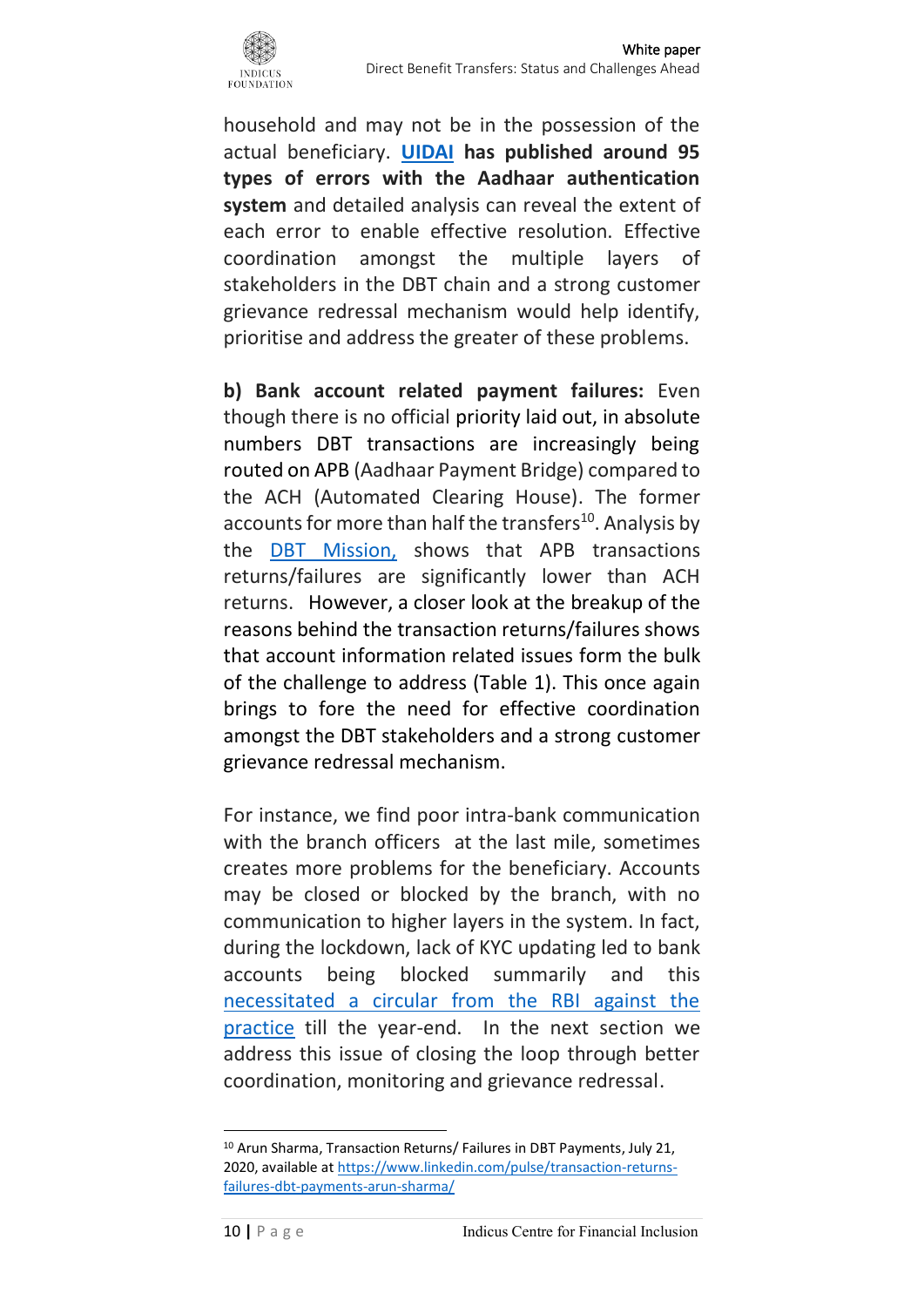household and may not be in the possession of the actual beneficiary. **UIDAI has published around 95 types of errors with the Aadhaar authentication system** and detailed analysis can reveal the extent of each error to enable effective resolution. Effective coordination amongst the multiple layers of stakeholders in the DBT chain and a strong customer grievance redressal mechanism would help identify, prioritise and address the greater of these problems.

**b) Bank account related payment failures:** Even though there is no official priority laid out, in absolute numbers DBT transactions are increasingly being routed on APB (Aadhaar Payment Bridge) compared to the ACH (Automated Clearing House). The former accounts for more than half the transfers[10]. Analysis by the DBT Mission, shows that APB transactions returns/failures are significantly lower than ACH returns. However, a closer look at the breakup of the reasons behind the transaction returns/failures shows that account information related issues form the bulk of the challenge to address (Table 1). This once again brings to fore the need for effective coordination amongst the DBT stakeholders and a strong customer grievance redressal mechanism.

For instance, we find poor intra-bank communication with the branch officers at the last mile, sometimes creates more problems for the beneficiary. Accounts may be closed or blocked by the branch, with no communication to higher layers in the system. In fact, during the lockdown, lack of KYC updating led to bank accounts being blocked summarily and this necessitated a circular from the RBI against the practice till the year-end. In the next section we address this issue of closing the loop through better coordination, monitoring and grievance redressal.

---

[10] Arun Sharma, Transaction Returns/ Failures in DBT Payments, July 21, 2020, available at https://www.linkedin.com/pulse/transaction-returns-failures-dbt-payments-arun-sharma/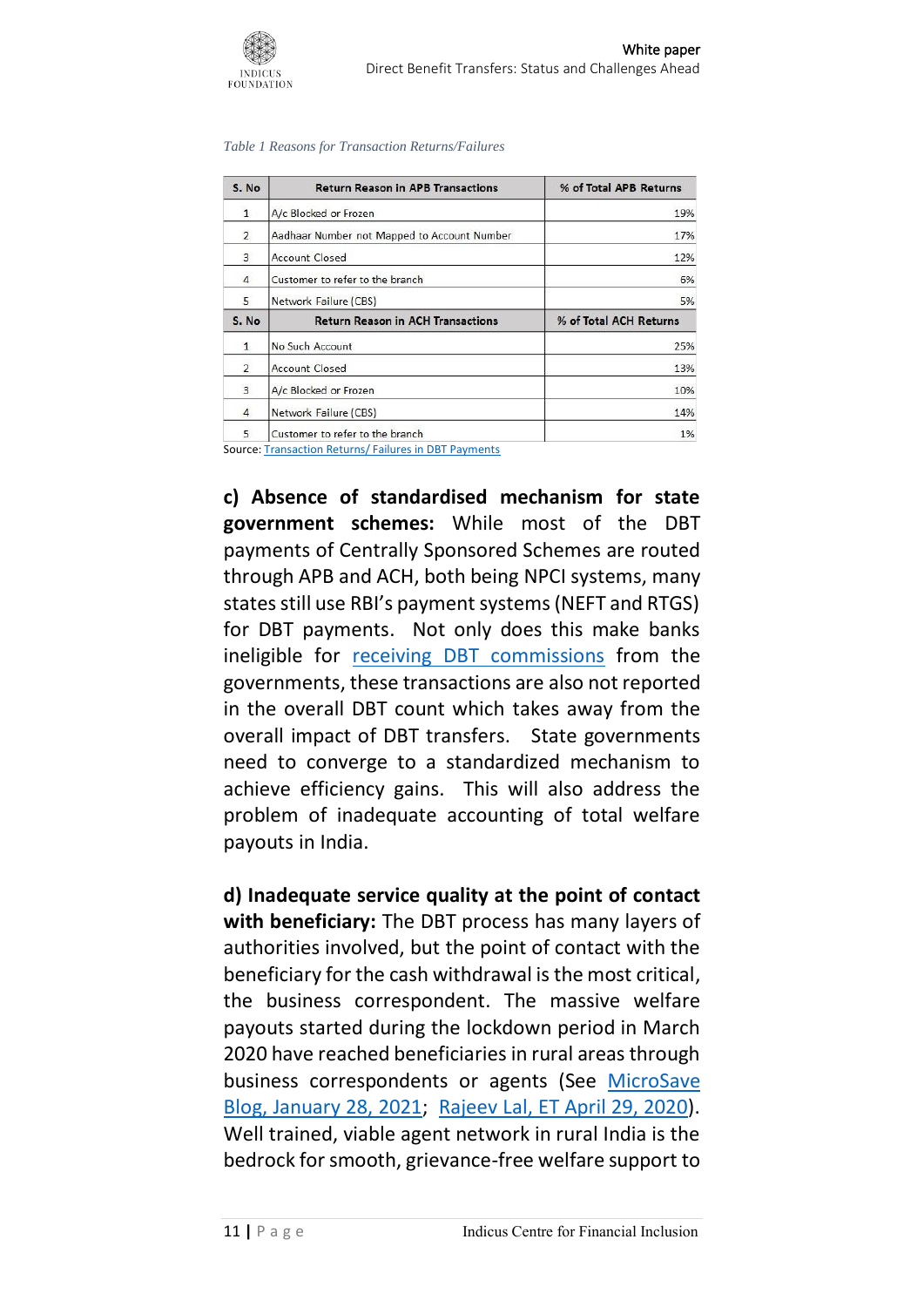*Table 1 Reasons for Transaction Returns/Failures*

| S. No | Return Reason in APB Transactions | % of Total APB Returns |
|---|---|---|
| 1 | A/c Blocked or Frozen | 19% |
| 2 | Aadhaar Number not Mapped to Account Number | 17% |
| 3 | Account Closed | 12% |
| 4 | Customer to refer to the branch | 6% |
| 5 | Network Failure (CBS) | 5% |
| **S. No** | **Return Reason in ACH Transactions** | **% of Total ACH Returns** |
| 1 | No Such Account | 25% |
| 2 | Account Closed | 13% |
| 3 | A/c Blocked or Frozen | 10% |
| 4 | Network Failure (CBS) | 14% |
| 5 | Customer to refer to the branch | 1% |

Source: Transaction Returns/ Failures in DBT Payments

**c) Absence of standardised mechanism for state government schemes:** While most of the DBT payments of Centrally Sponsored Schemes are routed through APB and ACH, both being NPCI systems, many states still use RBI's payment systems (NEFT and RTGS) for DBT payments. Not only does this make banks ineligible for receiving DBT commissions from the governments, these transactions are also not reported in the overall DBT count which takes away from the overall impact of DBT transfers. State governments need to converge to a standardized mechanism to achieve efficiency gains. This will also address the problem of inadequate accounting of total welfare payouts in India.

**d) Inadequate service quality at the point of contact with beneficiary:** The DBT process has many layers of authorities involved, but the point of contact with the beneficiary for the cash withdrawal is the most critical, the business correspondent. The massive welfare payouts started during the lockdown period in March 2020 have reached beneficiaries in rural areas through business correspondents or agents (See MicroSave Blog, January 28, 2021; Rajeev Lal, ET April 29, 2020). Well trained, viable agent network in rural India is the bedrock for smooth, grievance-free welfare support to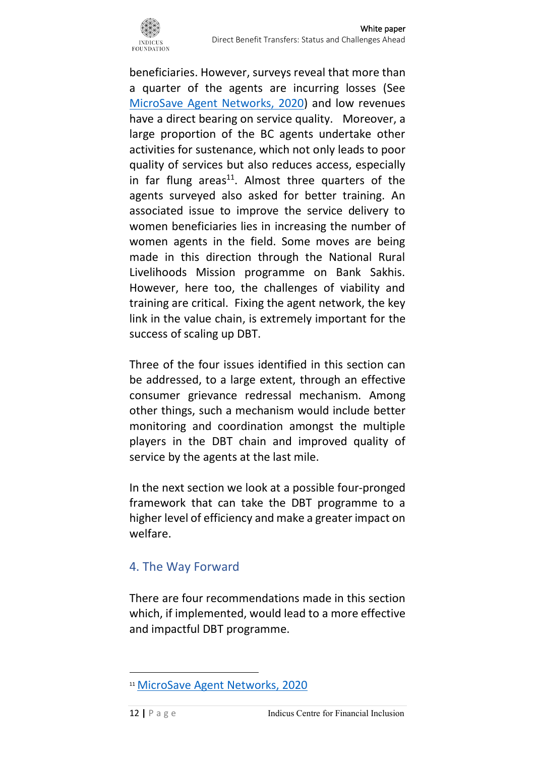beneficiaries. However, surveys reveal that more than a quarter of the agents are incurring losses (See MicroSave Agent Networks, 2020) and low revenues have a direct bearing on service quality. Moreover, a large proportion of the BC agents undertake other activities for sustenance, which not only leads to poor quality of services but also reduces access, especially in far flung areas[11]. Almost three quarters of the agents surveyed also asked for better training. An associated issue to improve the service delivery to women beneficiaries lies in increasing the number of women agents in the field. Some moves are being made in this direction through the National Rural Livelihoods Mission programme on Bank Sakhis. However, here too, the challenges of viability and training are critical. Fixing the agent network, the key link in the value chain, is extremely important for the success of scaling up DBT.

Three of the four issues identified in this section can be addressed, to a large extent, through an effective consumer grievance redressal mechanism. Among other things, such a mechanism would include better monitoring and coordination amongst the multiple players in the DBT chain and improved quality of service by the agents at the last mile.

In the next section we look at a possible four-pronged framework that can take the DBT programme to a higher level of efficiency and make a greater impact on welfare.

## 4. The Way Forward

There are four recommendations made in this section which, if implemented, would lead to a more effective and impactful DBT programme.

---

[11] MicroSave Agent Networks, 2020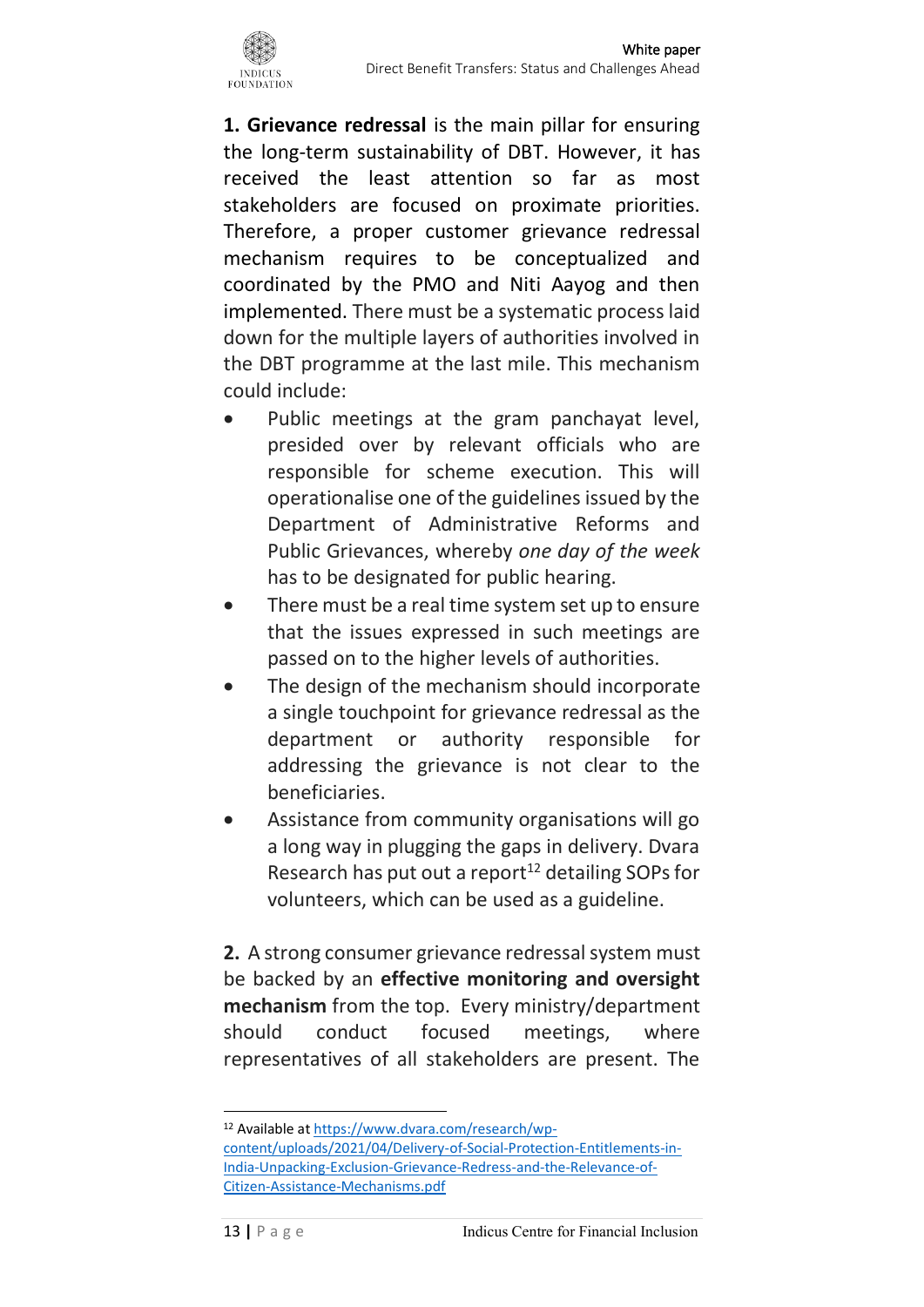**1. Grievance redressal** is the main pillar for ensuring the long-term sustainability of DBT. However, it has received the least attention so far as most stakeholders are focused on proximate priorities. Therefore, a proper customer grievance redressal mechanism requires to be conceptualized and coordinated by the PMO and Niti Aayog and then implemented. There must be a systematic process laid down for the multiple layers of authorities involved in the DBT programme at the last mile. This mechanism could include:

- Public meetings at the gram panchayat level, presided over by relevant officials who are responsible for scheme execution. This will operationalise one of the guidelines issued by the Department of Administrative Reforms and Public Grievances, whereby *one day of the week* has to be designated for public hearing.
- There must be a real time system set up to ensure that the issues expressed in such meetings are passed on to the higher levels of authorities.
- The design of the mechanism should incorporate a single touchpoint for grievance redressal as the department or authority responsible for addressing the grievance is not clear to the beneficiaries.
- Assistance from community organisations will go a long way in plugging the gaps in delivery. Dvara Research has put out a report[12] detailing SOPs for volunteers, which can be used as a guideline.

**2.** A strong consumer grievance redressal system must be backed by an **effective monitoring and oversight mechanism** from the top. Every ministry/department should conduct focused meetings, where representatives of all stakeholders are present. The

---

[12] Available at https://www.dvara.com/research/wp-content/uploads/2021/04/Delivery-of-Social-Protection-Entitlements-in-India-Unpacking-Exclusion-Grievance-Redress-and-the-Relevance-of-Citizen-Assistance-Mechanisms.pdf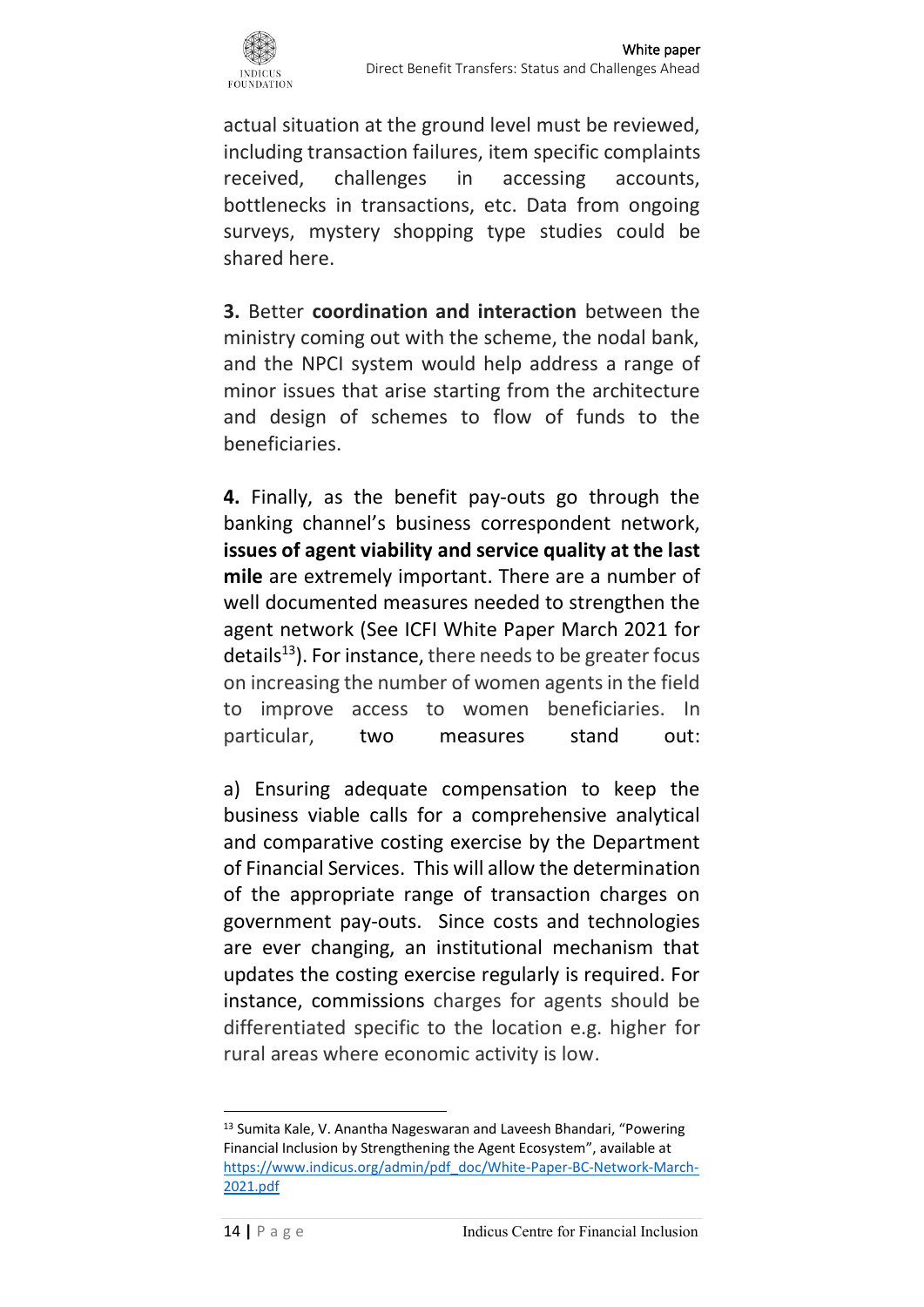actual situation at the ground level must be reviewed, including transaction failures, item specific complaints received, challenges in accessing accounts, bottlenecks in transactions, etc. Data from ongoing surveys, mystery shopping type studies could be shared here.

**3.** Better **coordination and interaction** between the ministry coming out with the scheme, the nodal bank, and the NPCI system would help address a range of minor issues that arise starting from the architecture and design of schemes to flow of funds to the beneficiaries.

**4.** Finally, as the benefit pay-outs go through the banking channel's business correspondent network, **issues of agent viability and service quality at the last mile** are extremely important. There are a number of well documented measures needed to strengthen the agent network (See ICFI White Paper March 2021 for details[13]). For instance, there needs to be greater focus on increasing the number of women agents in the field to improve access to women beneficiaries. In particular, two measures stand out:

a) Ensuring adequate compensation to keep the business viable calls for a comprehensive analytical and comparative costing exercise by the Department of Financial Services. This will allow the determination of the appropriate range of transaction charges on government pay-outs. Since costs and technologies are ever changing, an institutional mechanism that updates the costing exercise regularly is required. For instance, commissions charges for agents should be differentiated specific to the location e.g. higher for rural areas where economic activity is low.

[13] Sumita Kale, V. Anantha Nageswaran and Laveesh Bhandari, "Powering Financial Inclusion by Strengthening the Agent Ecosystem", available at https://www.indicus.org/admin/pdf_doc/White-Paper-BC-Network-March-2021.pdf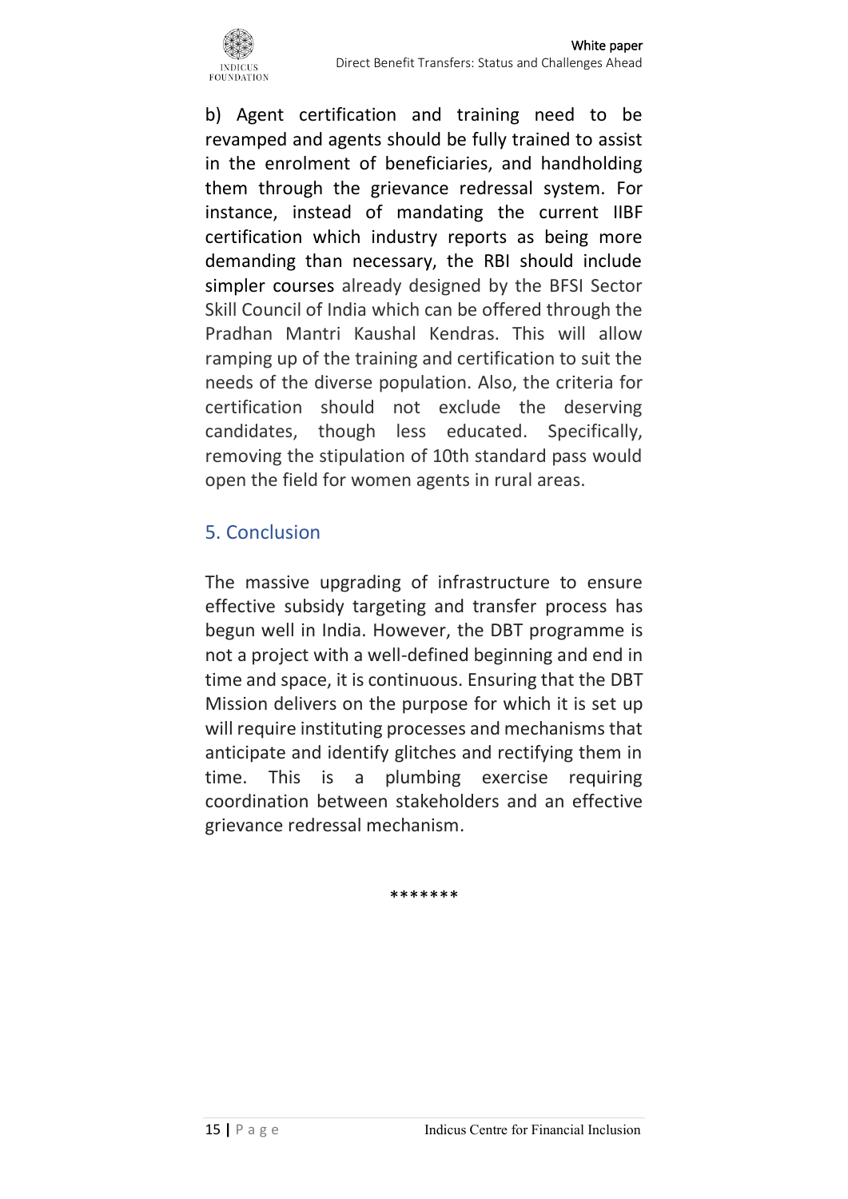b) Agent certification and training need to be revamped and agents should be fully trained to assist in the enrolment of beneficiaries, and handholding them through the grievance redressal system. For instance, instead of mandating the current IIBF certification which industry reports as being more demanding than necessary, the RBI should include simpler courses already designed by the BFSI Sector Skill Council of India which can be offered through the Pradhan Mantri Kaushal Kendras. This will allow ramping up of the training and certification to suit the needs of the diverse population. Also, the criteria for certification should not exclude the deserving candidates, though less educated. Specifically, removing the stipulation of 10th standard pass would open the field for women agents in rural areas.

## 5. Conclusion

The massive upgrading of infrastructure to ensure effective subsidy targeting and transfer process has begun well in India. However, the DBT programme is not a project with a well-defined beginning and end in time and space, it is continuous. Ensuring that the DBT Mission delivers on the purpose for which it is set up will require instituting processes and mechanisms that anticipate and identify glitches and rectifying them in time. This is a plumbing exercise requiring coordination between stakeholders and an effective grievance redressal mechanism.

*******